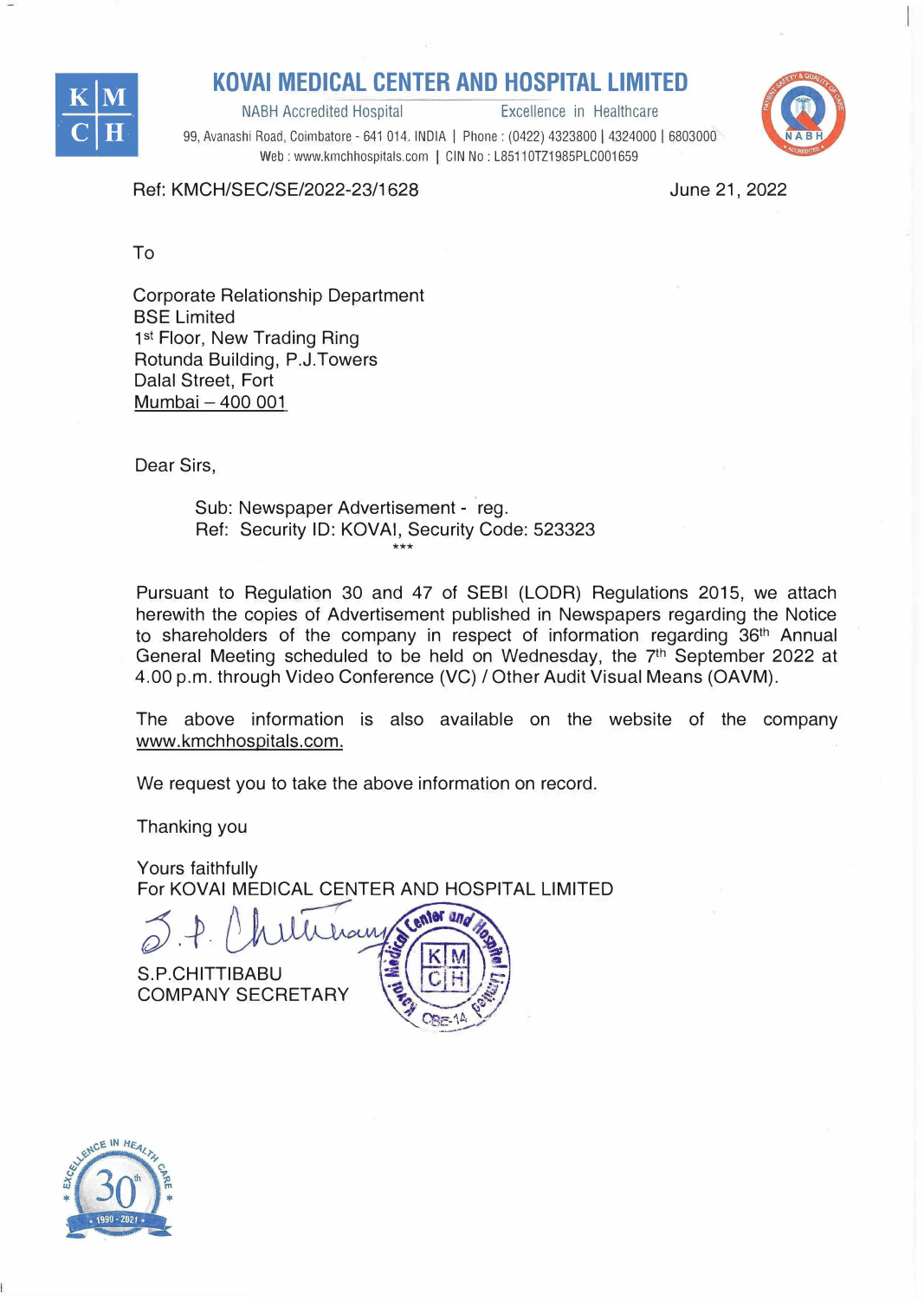# KOVAI MEDICAL CENTER AND HOSPITAL LIMITED

NABH Accredited Hospital — Excellence in Healthcare

99, Avanashi Road, Coimbatore - 641 014. INDIA | Phone : (0422) 4323800 | 4324000 | 6803000
Web : www.kmchhospitals.com | CIN No : L85110TZ1985PLC001659

Ref: KMCH/SEC/SE/2022-23/1628

June 21, 2022

To

Corporate Relationship Department
BSE Limited
1st Floor, New Trading Ring
Rotunda Building, P.J.Towers
Dalal Street, Fort
Mumbai – 400 001

Dear Sirs,

Sub: Newspaper Advertisement - reg.
Ref: Security ID: KOVAI, Security Code: 523323

***

Pursuant to Regulation 30 and 47 of SEBI (LODR) Regulations 2015, we attach herewith the copies of Advertisement published in Newspapers regarding the Notice to shareholders of the company in respect of information regarding 36th Annual General Meeting scheduled to be held on Wednesday, the 7th September 2022 at 4.00 p.m. through Video Conference (VC) / Other Audit Visual Means (OAVM).

The above information is also available on the website of the company www.kmchhospitals.com.

We request you to take the above information on record.

Thanking you

Yours faithfully
For KOVAI MEDICAL CENTER AND HOSPITAL LIMITED

S.P.CHITTIBABU
COMPANY SECRETARY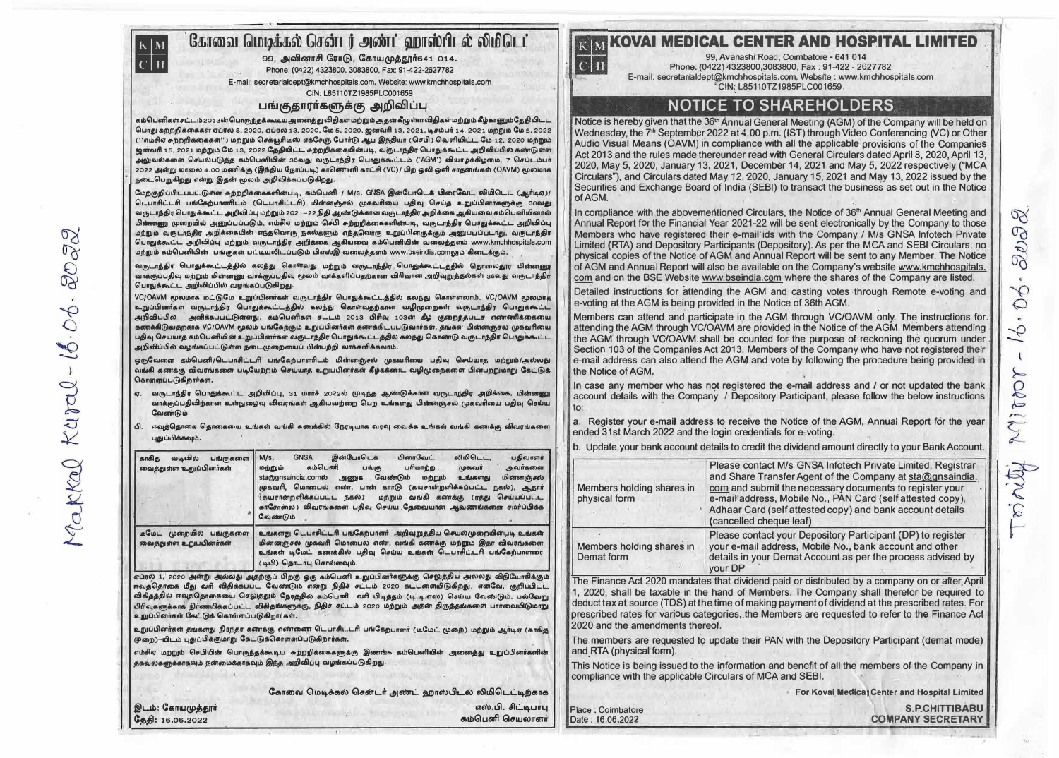# கோவை மெடிக்கல் சென்டர் அண்ட் ஹாஸ்பிடல் லிமிடெட்

99, அவினாசி ரோடு, கோயமுத்தூர்641 014.
Phone: (0422) 4323800, 3083800, Fax: 91-422-2627782
E-mail: secretarialdept@kmchhospitals.com, Website: www.kmchhospitals.com
CIN: L85110TZ1985PLC001659

## பங்குதாரர்களுக்கு அறிவிப்பு

கம்பெனிகள் சட்டம் 2013ன் பொருந்தக்கூடிய அனைத்து விதிகள் மற்றும் அதன் கீழான விதிகள் மற்றும் கீழ்காணும் தேதியிட்ட பொது சுற்றறிக்கைகள் ஏப்ரல் 8, 2020, ஏப்ரல் 13, 2020, மே 5, 2020, ஜனவரி 13, 2021, டிசம்பர் 14, 2021 மற்றும் மே 5, 2022 ("எம்சிஏ சுற்றறிக்கைகள்") மற்றும் செக்யூரிடீஸ் எக்சேஞ் போர்டு ஆப் இந்தியா (செபி) வெளியிட்ட மே 12, 2020 மற்றும் ஜனவரி 15, 2021 மற்றும் மே 13, 2022 தேதியிட்ட சுற்றறிக்கையின்படி, வருடாந்திர பொதுக்கூட்ட அறிவிப்பில் கண்டுள்ள அலுவல்களை செயல்படுத்த கம்பெனியின் 36வது வருடாந்திர பொதுக்கூட்டம் ('AGM') வியாழக்கிழமை, 7 செப்டம்பர் 2022 அன்று மாலை 4.00 மணிக்கு (இந்திய நேரப்படி) காணொளி காட்சி (VC)/ பிற ஒலி ஒளி சாதனங்கள் (OAVM) மூலமாக நடைபெறுகிறது என்று இதன் மூலம் அறிவிக்கப்படுகிறது.

மேற்குறிப்பிடப்பட்டுள்ள சுற்றறிக்கைகளின்படி, கம்பெனி / M/s. GNSA இன்போடெக் பிரைவேட் லிமிடெட் (ஆர்டிஏ)/ டெபாசிட்டரி பங்கேற்பாளரிடம் (டெபாசிட்டரி) மின்னஞ்சல் முகவரியை பதிவு செய்த உறுப்பினர்களுக்கு 36வது வருடாந்திர பொதுக்கூட்ட அறிவிப்பு மற்றும் 2021–22 நிதி ஆண்டுக்கான வருடாந்திர அறிக்கை ஆகியவை கம்பெனியினால் மின்னணு முறையில் அனுப்பப்படும். எம்சிஏ மற்றும் செபி சுற்றறிக்கைகளின்படி, வருடாந்திர பொதுக்கூட்ட அறிவிப்பு மற்றும் வருடாந்திர அறிக்கையின் எந்தவொரு நகல்களும் எந்தவொரு உறுப்பினருக்கும் அனுப்பப்படாது. வருடாந்திர பொதுக்கூட்ட அறிவிப்பு மற்றும் வருடாந்திர அறிக்கை ஆகியவை கம்பெனியின் வலைத்தளம் www.kmchhospitals.com மற்றும் கம்பெனியின் பங்குகள் பட்டியலிடப்படும் பிஎஸ்இ வலைத்தளம் www.bseindia.comலும் கிடைக்கும்.

வருடாந்திர பொதுக்கூட்டத்தில் கலந்து கொள்வது மற்றும் வருடாந்திர பொதுக்கூட்டத்தில் தொலைதூர மின்னணு வாக்குப்பதிவு மற்றும் மின்னணு வாக்குப்பதிவு மூலம் வாக்களிப்பதற்கான விரிவான அறிவுறுத்தல்கள் 36வது வருடாந்திர பொதுக்கூட்ட அறிவிப்பில் வழங்கப்படுகிறது.

VC/OAVM மூலமாக மட்டுமே உறுப்பினர்கள் வருடாந்திர பொதுக்கூட்டத்தில் கலந்து கொள்ளலாம். VC/OAVM மூலமாக உறுப்பினர்கள் வருடாந்திர பொதுக்கூட்டத்தில் கலந்து கொள்வதற்கான வழிமுறைகள் வருடாந்திர பொதுக்கூட்ட அறிவிப்பில் அளிக்கப்பட்டுள்ளது. கம்பெனிகள் சட்டம் 2013 பிரிவு 103ன் கீழ் குறைந்தபட்ச எண்ணிக்கையை கணக்கிடுவதற்காக VC/OAVM மூலம் பங்கேற்கும் உறுப்பினர்கள் கணக்கிடப்படுவார்கள். தங்கள் மின்னஞ்சல் முகவரியை பதிவு செய்யாத கம்பெனியின் உறுப்பினர்கள் வருடாந்திர பொதுக்கூட்டத்தில் கலந்து கொண்டு வருடாந்திர பொதுக்கூட்ட அறிவிப்பில் வழங்கப்பட்டுள்ள நடைமுறையைப் பின்பற்றி வாக்களிக்கலாம்.

ஒருவேளை கம்பெனி/டெபாசிட்டரி பங்கேற்பாளரிடம் மின்னஞ்சல் முகவரியை பதிவு செய்யாத மற்றும்/அல்லது வங்கி கணக்கு விவரங்களை படியேற்றம் செய்யாத உறுப்பினர்கள் கீழ்கண்ட வழிமுறைகளை பின்பற்றுமாறு கேட்டுக் கொள்ளப்படுகிறார்கள்.

ஏ. வருடாந்திர பொதுக்கூட்ட அறிவிப்பு, 31 மார்ச் 2022ல் முடிந்த ஆண்டுக்கான வருடாந்திர அறிக்கை, மின்னணு வாக்குப்பதிவிற்கான உள்நுழைவு விவரங்கள் ஆகியவற்றை பெற உங்களது மின்னஞ்சல் முகவரியை பதிவு செய்ய வேண்டும்

பி. ஈவுத்தொகை தொகையை உங்கள் வங்கி கணக்கில் நேரடியாக வரவு வைக்க உங்கள் வங்கி கணக்கு விவரங்களை புதுப்பிக்கவும்.

| | |
|---|---|
| காகித வடிவில் பங்குகளை வைத்துள்ள உறுப்பினர்கள் | M/s. GNSA இன்போடெக் பிரைவேட் லிமிடெட், பதிவாளர் மற்றும் கம்பெனி பங்கு பரிமாற்ற முகவர் அவர்களை sta@gnsaindia.comல் அணுக வேண்டும் மற்றும் உங்களது மின்னஞ்சல் முகவரி, மொபைல் எண், பான் கார்டு (சுயசான்றளிக்கப்பட்ட நகல்), ஆதார் (சுயசான்றளிக்கப்பட்ட நகல்) மற்றும் வங்கி கணக்கு (ரத்து செய்யப்பட்ட காசோலை) விவரங்களை பதிவு செய்ய தேவையான ஆவணங்களை சமர்ப்பிக்க வேண்டும் |
| டீமேட் முறையில் பங்குகளை வைத்துள்ள உறுப்பினர்கள் | உங்களது டெபாசிட்டரி பங்கேற்பாளர் அறிவுறுத்திய செயல்முறையின்படி உங்கள் மின்னஞ்சல் முகவரி மொபைல் எண், வங்கி கணக்கு மற்றும் இதர விவரங்களை உங்கள் டீமேட் கணக்கில் பதிவு செய்ய உங்கள் டெபாசிட்டரி பங்கேற்பாளரை (டிபி) தொடர்பு கொள்ளவும். |

ஏப்ரல் 1, 2020 அன்று அல்லது அதற்குப் பிறகு ஒரு கம்பெனி உறுப்பினர்களுக்கு செலுத்திய அல்லது விநியோகிக்கும் ஈவுத்தொகை மீது வரி விதிக்கப்பட வேண்டும் என்று நிதிச் சட்டம் 2020 கட்டளையிடுகிறது. எனவே, குறிப்பிட்ட விகிதத்தில் ஈவுத்தொகையை செலுத்தும் நேரத்தில் கம்பெனி வரி பிடித்தம் (டி.டி.எஸ்) செய்ய வேண்டும். பல்வேறு பிரிவுகளுக்காக நிர்ணயிக்கப்பட்ட விகிதங்களுக்கு, நிதிச் சட்டம் 2020 மற்றும் அதன் திருத்தங்களை பார்வையிடுமாறு உறுப்பினர்கள் கேட்டுக் கொள்ளப்படுகிறார்கள்.

உறுப்பினர்கள் தங்களது நிரந்தர கணக்கு எண்ணை டெபாசிட்டரி பங்கேற்பாளர் (டீமேட் முறை) மற்றும் ஆர்டிஏ (காகித முறை)–யிடம் புதுப்பிக்குமாறு கேட்டுக்கொள்ளப்படுகிறார்கள்.

எம்சிஏ மற்றும் செபியின் பொருந்தக்கூடிய சுற்றறிக்கைகளுக்கு இணங்க கம்பெனியின் அனைத்து உறுப்பினர்களின் தகவல்களுக்காகவும் நன்மைக்காகவும் இந்த அறிவிப்பு வழங்கப்படுகிறது.

கோவை மெடிக்கல் சென்டர் அண்ட் ஹாஸ்பிடல் லிமிடெட்டிற்காக

இடம்: கோயமுத்தூர்
தேதி: 16.06.2022

எஸ்.பி. சிட்டிபாபு
கம்பெனி செயலாளர்

---

# KOVAI MEDICAL CENTER AND HOSPITAL LIMITED

99, Avanashi Road, Coimbatore - 641 014
Phone: (0422) 4323800,3083800, Fax : 91-422 - 2627782
E-mail: secretarialdept@kmchhospitals.com, Website : www.kmchhospitals.com
CIN: L85110TZ1985PLC001659

## NOTICE TO SHAREHOLDERS

Notice is hereby given that the 36th Annual General Meeting (AGM) of the Company will be held on Wednesday, the 7th September 2022 at 4.00 p.m. (IST) through Video Conferencing (VC) or Other Audio Visual Means (OAVM) in compliance with all the applicable provisions of the Companies Act 2013 and the rules made thereunder read with General Circulars dated April 8, 2020, April 13, 2020, May 5, 2020, January 13, 2021, December 14, 2021 and May 5, 2022 respectively ("MCA Circulars"), and Circulars dated May 12, 2020, January 15, 2021 and May 13, 2022 issued by the Securities and Exchange Board of India (SEBI) to transact the business as set out in the Notice of AGM.

In compliance with the abovementioned Circulars, the Notice of 36th Annual General Meeting and Annual Report for the Financial Year 2021-22 will be sent electronically by the Company to those Members who have registered their e-mail ids with the Company / M/s GNSA Infotech Private Limited (RTA) and Depository Participants (Depository). As per the MCA and SEBI Circulars, no physical copies of the Notice of AGM and Annual Report will be sent to any Member. The Notice of AGM and Annual Report will also be available on the Company's website www.kmchhospitals.com and on the BSE Website www.bseindia.com where the shares of the Company are listed.

Detailed instructions for attending the AGM and casting votes through Remote e-voting and e-voting at the AGM is being provided in the Notice of 36th AGM.

Members can attend and participate in the AGM through VC/OAVM only. The instructions for attending the AGM through VC/OAVM are provided in the Notice of the AGM. Members attending the AGM through VC/OAVM shall be counted for the purpose of reckoning the quorum under Section 103 of the Companies Act 2013. Members of the Company who have not registered their e-mail address can also attend the AGM and vote by following the procedure being provided in the Notice of AGM.

In case any member who has not registered the e-mail address and / or not updated the bank account details with the Company / Depository Participant, please follow the below instructions to:

a. Register your e-mail address to receive the Notice of the AGM, Annual Report for the year ended 31st March 2022 and the login credentials for e-voting.

b. Update your bank account details to credit the dividend amount directly to your Bank Account.

| | |
|---|---|
| Members holding shares in physical form | Please contact M/s GNSA Infotech Private Limited, Registrar and Share Transfer Agent of the Company at sta@gnsaindia.com and submit the necessary documents to register your e-mail address, Mobile No., PAN Card (self attested copy), Adhaar Card (self attested copy) and bank account details (cancelled cheque leaf) |
| Members holding shares in Demat form | Please contact your Depository Participant (DP) to register your e-mail address, Mobile No., bank account and other details in your Demat Account as per the process advised by your DP |

The Finance Act 2020 mandates that dividend paid or distributed by a company on or after April 1, 2020, shall be taxable in the hand of Members. The Company shall therefor be required to deduct tax at source (TDS) at the time of making payment of dividend at the prescribed rates. For prescribed rates for various categories, the Members are requested to refer to the Finance Act 2020 and the amendments thereof.

The members are requested to update their PAN with the Depository Participant (demat mode) and RTA (physical form).

This Notice is being issued to the information and benefit of all the members of the Company in compliance with the applicable Circulars of MCA and SEBI.

For Kovai Medical Center and Hospital Limited

Place : Coimbatore
Date : 16.06.2022

S.P.CHITTIBABU
COMPANY SECRETARY

Makkal Kural - 16.06.2022

Trinity Mirror - 16.06.2022